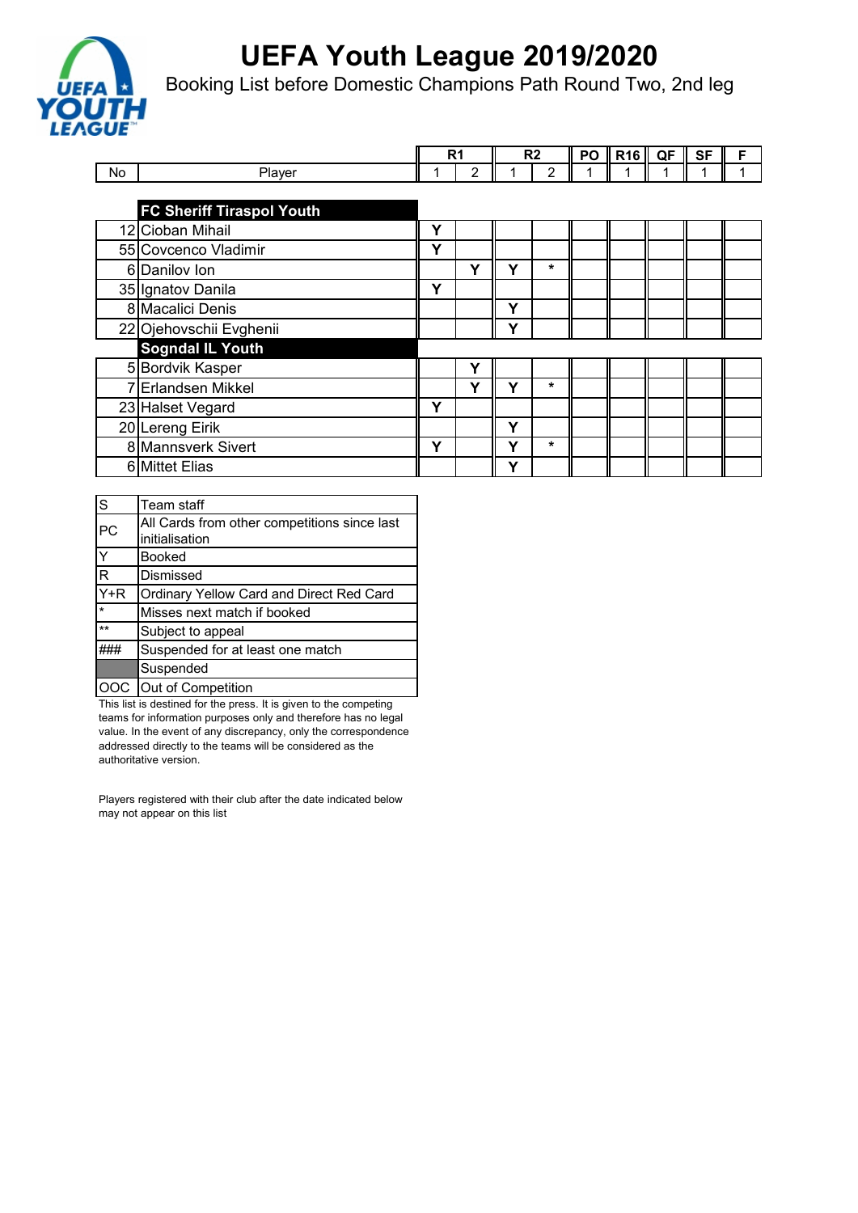# UEFA Youth League 2019/2020

## Booking List before Domestic Champions Path Round Two, 2nd leg

| No | Player | R1 | | R2 | | PO | R16 | QF | SF | F |
|---|---|---|---|---|---|---|---|---|---|---|
| | | 1 | 2 | 1 | 2 | 1 | 1 | 1 | 1 | 1 |
| | **FC Sheriff Tiraspol Youth** | | | | | | | | | |
| 12 | Cioban Mihail | Y | | | | | | | | |
| 55 | Covcenco Vladimir | Y | | | | | | | | |
| 6 | Danilov Ion | | Y | Y | * | | | | | |
| 35 | Ignatov Danila | Y | | | | | | | | |
| 8 | Macalici Denis | | | Y | | | | | | |
| 22 | Ojehovschii Evghenii | | | Y | | | | | | |
| | **Sogndal IL Youth** | | | | | | | | | |
| 5 | Bordvik Kasper | | Y | | | | | | | |
| 7 | Erlandsen Mikkel | | Y | Y | * | | | | | |
| 23 | Halset Vegard | Y | | | | | | | | |
| 20 | Lereng Eirik | | | Y | | | | | | |
| 8 | Mannsverk Sivert | Y | | Y | * | | | | | |
| 6 | Mittet Elias | | | Y | | | | | | |

| Code | Meaning |
|---|---|
| S | Team staff |
| PC | All Cards from other competitions since last initialisation |
| Y | Booked |
| R | Dismissed |
| Y+R | Ordinary Yellow Card and Direct Red Card |
| * | Misses next match if booked |
| ** | Subject to appeal |
| ### | Suspended for at least one match |
| | Suspended |
| OOC | Out of Competition |

This list is destined for the press. It is given to the competing teams for information purposes only and therefore has no legal value. In the event of any discrepancy, only the correspondence addressed directly to the teams will be considered as the authoritative version.

Players registered with their club after the date indicated below may not appear on this list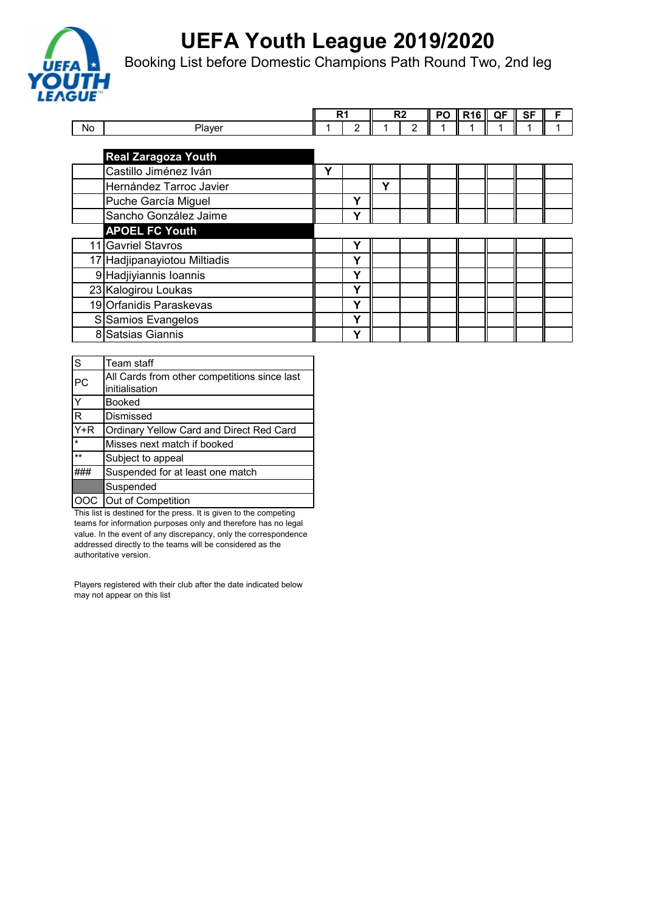# UEFA Youth League 2019/2020

Booking List before Domestic Champions Path Round Two, 2nd leg

| No | Player | R1 | | R2 | | PO | R16 | QF | SF | F |
|---|---|---|---|---|---|---|---|---|---|---|
| | | 1 | 2 | 1 | 2 | 1 | 1 | 1 | 1 | 1 |
| | **Real Zaragoza Youth** | | | | | | | | | |
| | Castillo Jiménez Iván | Y | | | | | | | | |
| | Hernández Tarroc Javier | | | Y | | | | | | |
| | Puche García Miguel | | Y | | | | | | | |
| | Sancho González Jaime | | Y | | | | | | | |
| | **APOEL FC Youth** | | | | | | | | | |
| 11 | Gavriel Stavros | | Y | | | | | | | |
| 17 | Hadjipanayiotou Miltiadis | | Y | | | | | | | |
| 9 | Hadjiyiannis Ioannis | | Y | | | | | | | |
| 23 | Kalogirou Loukas | | Y | | | | | | | |
| 19 | Orfanidis Paraskevas | | Y | | | | | | | |
| S | Samios Evangelos | | Y | | | | | | | |
| 8 | Satsias Giannis | | Y | | | | | | | |

| | |
|---|---|
| S | Team staff |
| PC | All Cards from other competitions since last initialisation |
| Y | Booked |
| R | Dismissed |
| Y+R | Ordinary Yellow Card and Direct Red Card |
| * | Misses next match if booked |
| ** | Subject to appeal |
| ### | Suspended for at least one match |
| | Suspended |
| OOC | Out of Competition |

This list is destined for the press. It is given to the competing teams for information purposes only and therefore has no legal value. In the event of any discrepancy, only the correspondence addressed directly to the teams will be considered as the authoritative version.

Players registered with their club after the date indicated below may not appear on this list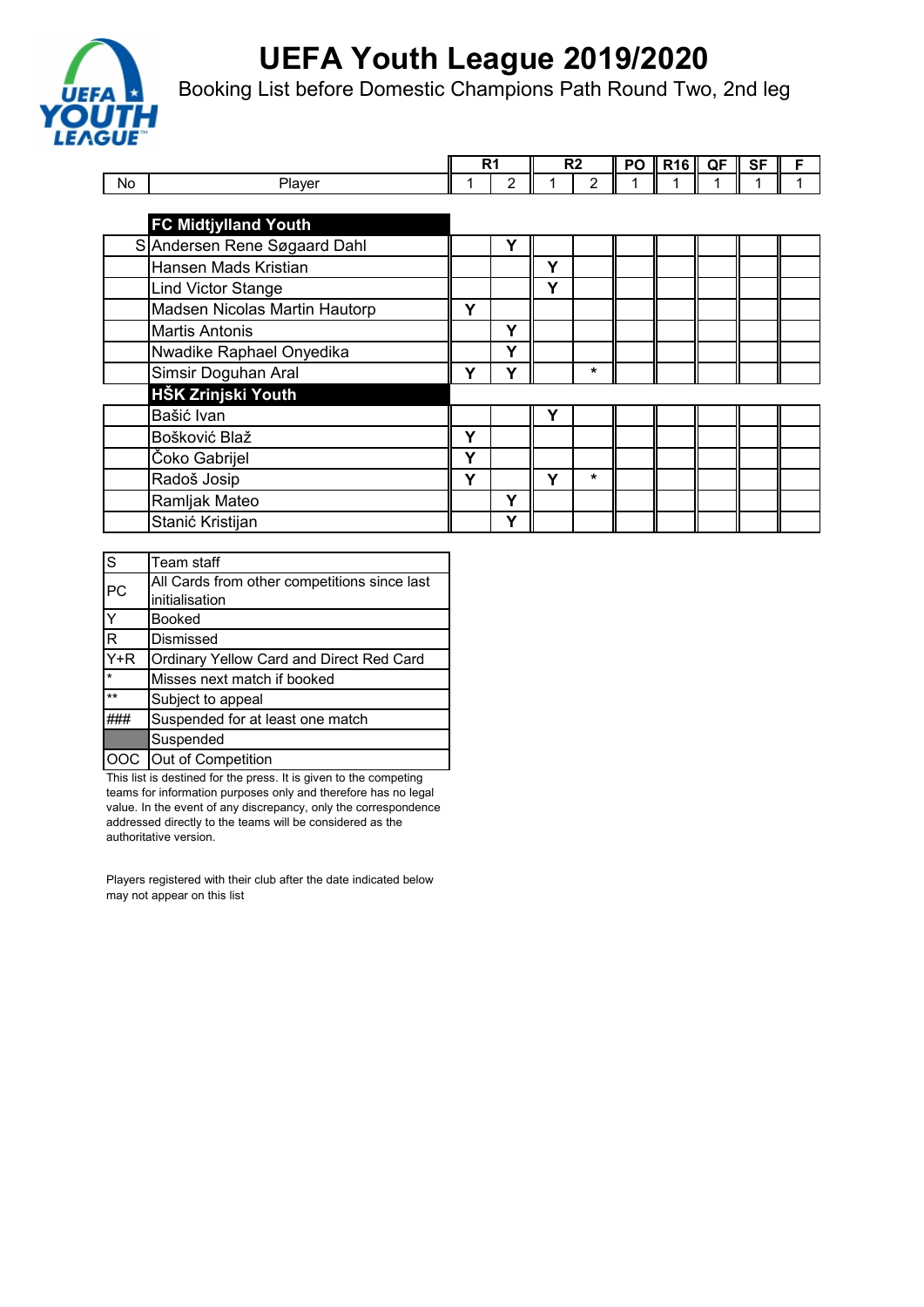# UEFA Youth League 2019/2020

## Booking List before Domestic Champions Path Round Two, 2nd leg

| No | Player | R1 | | R2 | | PO | R16 | QF | SF | F |
|---|---|---|---|---|---|---|---|---|---|---|
| | | 1 | 2 | 1 | 2 | 1 | 1 | 1 | 1 | 1 |
| | **FC Midtjylland Youth** | | | | | | | | | |
| S | Andersen Rene Søgaard Dahl | | Y | | | | | | | |
| | Hansen Mads Kristian | | | Y | | | | | | |
| | Lind Victor Stange | | | Y | | | | | | |
| | Madsen Nicolas Martin Hautorp | Y | | | | | | | | |
| | Martis Antonis | | Y | | | | | | | |
| | Nwadike Raphael Onyedika | | Y | | | | | | | |
| | Simsir Doguhan Aral | Y | Y | | * | | | | | |
| | **HŠK Zrinjski Youth** | | | | | | | | | |
| | Bašić Ivan | | | Y | | | | | | |
| | Bošković Blaž | Y | | | | | | | | |
| | Čoko Gabrijel | Y | | | | | | | | |
| | Radoš Josip | Y | | Y | * | | | | | |
| | Ramljak Mateo | | Y | | | | | | | |
| | Stanić Kristijan | | Y | | | | | | | |

| Code | Meaning |
|---|---|
| S | Team staff |
| PC | All Cards from other competitions since last initialisation |
| Y | Booked |
| R | Dismissed |
| Y+R | Ordinary Yellow Card and Direct Red Card |
| * | Misses next match if booked |
| ** | Subject to appeal |
| ### | Suspended for at least one match |
| | Suspended |
| OOC | Out of Competition |

This list is destined for the press. It is given to the competing teams for information purposes only and therefore has no legal value. In the event of any discrepancy, only the correspondence addressed directly to the teams will be considered as the authoritative version.

Players registered with their club after the date indicated below may not appear on this list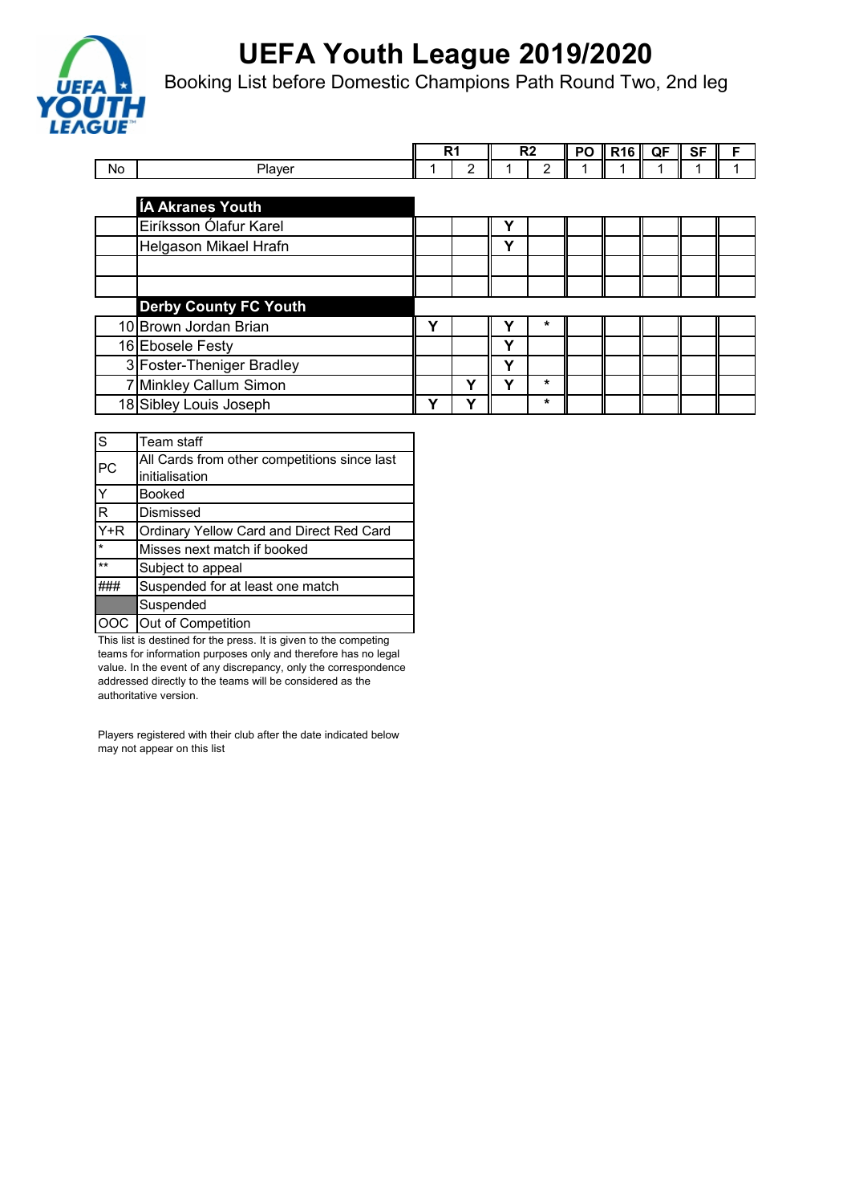# UEFA Youth League 2019/2020

Booking List before Domestic Champions Path Round Two, 2nd leg

| No | Player | R1 | | R2 | | PO | R16 | QF | SF | F |
|---|---|---|---|---|---|---|---|---|---|---|
| | | 1 | 2 | 1 | 2 | 1 | 1 | 1 | 1 | 1 |
| | **ÍA Akranes Youth** | | | | | | | | | |
| | Eiríksson Ólafur Karel | | | Y | | | | | | |
| | Helgason Mikael Hrafn | | | Y | | | | | | |
| | | | | | | | | | | |
| | | | | | | | | | | |
| | **Derby County FC Youth** | | | | | | | | | |
| 10 | Brown Jordan Brian | Y | | Y | * | | | | | |
| 16 | Ebosele Festy | | | Y | | | | | | |
| 3 | Foster-Theniger Bradley | | | Y | | | | | | |
| 7 | Minkley Callum Simon | | Y | Y | * | | | | | |
| 18 | Sibley Louis Joseph | Y | Y | | * | | | | | |

| | |
|---|---|
| S | Team staff |
| PC | All Cards from other competitions since last initialisation |
| Y | Booked |
| R | Dismissed |
| Y+R | Ordinary Yellow Card and Direct Red Card |
| * | Misses next match if booked |
| ** | Subject to appeal |
| ### | Suspended for at least one match |
| | Suspended |
| OOC | Out of Competition |

This list is destined for the press. It is given to the competing teams for information purposes only and therefore has no legal value. In the event of any discrepancy, only the correspondence addressed directly to the teams will be considered as the authoritative version.

Players registered with their club after the date indicated below may not appear on this list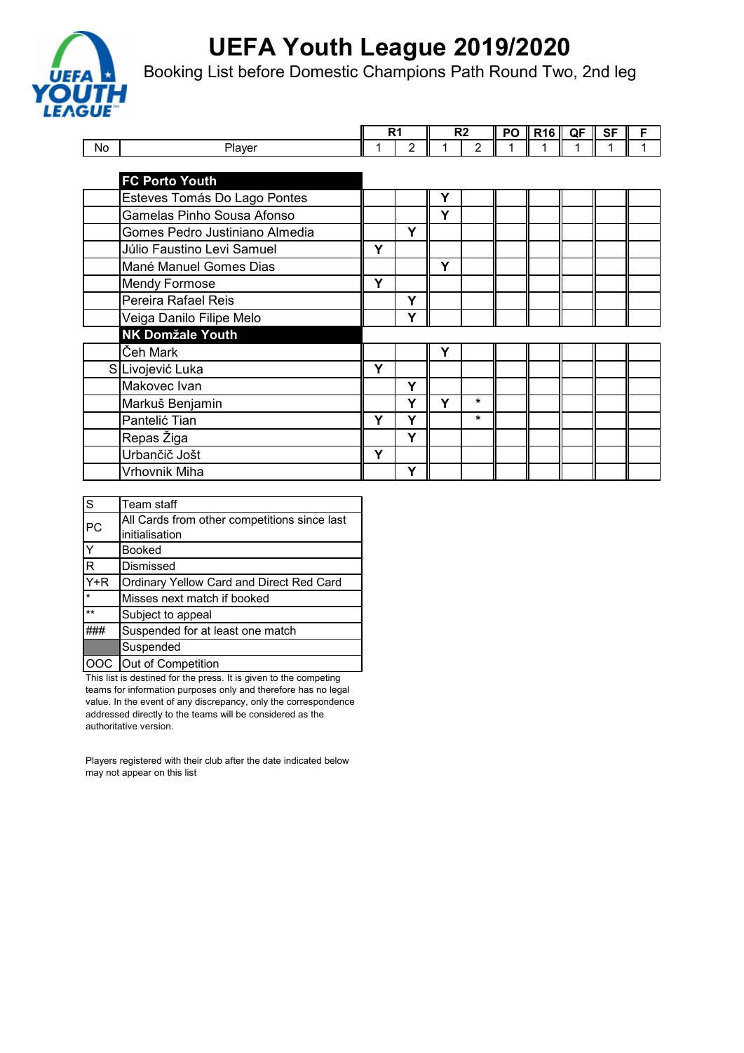# UEFA Youth League 2019/2020

Booking List before Domestic Champions Path Round Two, 2nd leg

| | | R1 | | R2 | | PO | R16 | QF | SF | F |
|---|---|---|---|---|---|---|---|---|---|---|
| No | Player | 1 | 2 | 1 | 2 | 1 | 1 | 1 | 1 | 1 |
| | **FC Porto Youth** | | | | | | | | | |
| | Esteves Tomás Do Lago Pontes | | | Y | | | | | | |
| | Gamelas Pinho Sousa Afonso | | | Y | | | | | | |
| | Gomes Pedro Justiniano Almedia | | Y | | | | | | | |
| | Júlio Faustino Levi Samuel | Y | | | | | | | | |
| | Mané Manuel Gomes Dias | | | Y | | | | | | |
| | Mendy Formose | Y | | | | | | | | |
| | Pereira Rafael Reis | | Y | | | | | | | |
| | Veiga Danilo Filipe Melo | | Y | | | | | | | |
| | **NK Domžale Youth** | | | | | | | | | |
| | Čeh Mark | | | Y | | | | | | |
| S | Livojević Luka | Y | | | | | | | | |
| | Makovec Ivan | | Y | | | | | | | |
| | Markuš Benjamin | | Y | Y | * | | | | | |
| | Pantelić Tian | Y | Y | | * | | | | | |
| | Repas Žiga | | Y | | | | | | | |
| | Urbančič Jošt | Y | | | | | | | | |
| | Vrhovnik Miha | | Y | | | | | | | |

| | |
|---|---|
| S | Team staff |
| PC | All Cards from other competitions since last initialisation |
| Y | Booked |
| R | Dismissed |
| Y+R | Ordinary Yellow Card and Direct Red Card |
| * | Misses next match if booked |
| ** | Subject to appeal |
| ### | Suspended for at least one match |
| | Suspended |
| OOC | Out of Competition |

This list is destined for the press. It is given to the competing teams for information purposes only and therefore has no legal value. In the event of any discrepancy, only the correspondence addressed directly to the teams will be considered as the authoritative version.

Players registered with their club after the date indicated below may not appear on this list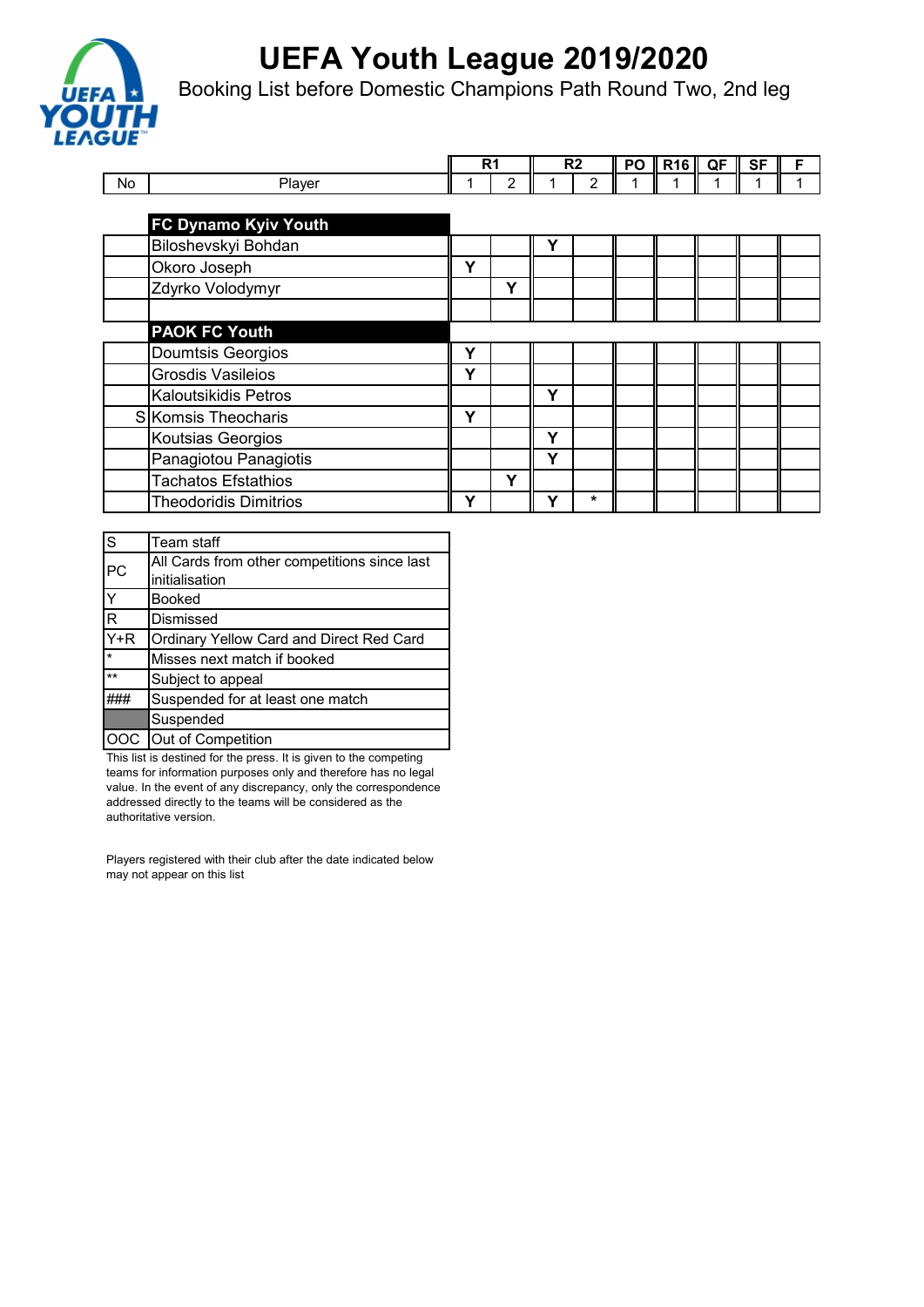# UEFA Youth League 2019/2020

Booking List before Domestic Champions Path Round Two, 2nd leg

| No | Player | R1 1 | R1 2 | R2 1 | R2 2 | PO 1 | R16 1 | QF 1 | SF 1 | F 1 |
|---|---|---|---|---|---|---|---|---|---|---|
| | **FC Dynamo Kyiv Youth** | | | | | | | | | |
| | Biloshevskyi Bohdan | | | Y | | | | | | |
| | Okoro Joseph | Y | | | | | | | | |
| | Zdyrko Volodymyr | | Y | | | | | | | |
| | | | | | | | | | | |
| | **PAOK FC Youth** | | | | | | | | | |
| | Doumtsis Georgios | Y | | | | | | | | |
| | Grosdis Vasileios | Y | | | | | | | | |
| | Kaloutsikidis Petros | | | Y | | | | | | |
| S | Komsis Theocharis | Y | | | | | | | | |
| | Koutsias Georgios | | | Y | | | | | | |
| | Panagiotou Panagiotis | | | Y | | | | | | |
| | Tachatos Efstathios | | Y | | | | | | | |
| | Theodoridis Dimitrios | Y | | Y | * | | | | | |

| | |
|---|---|
| S | Team staff |
| PC | All Cards from other competitions since last initialisation |
| Y | Booked |
| R | Dismissed |
| Y+R | Ordinary Yellow Card and Direct Red Card |
| * | Misses next match if booked |
| ** | Subject to appeal |
| ### | Suspended for at least one match |
| | Suspended |
| OOC | Out of Competition |

This list is destined for the press. It is given to the competing teams for information purposes only and therefore has no legal value. In the event of any discrepancy, only the correspondence addressed directly to the teams will be considered as the authoritative version.

Players registered with their club after the date indicated below may not appear on this list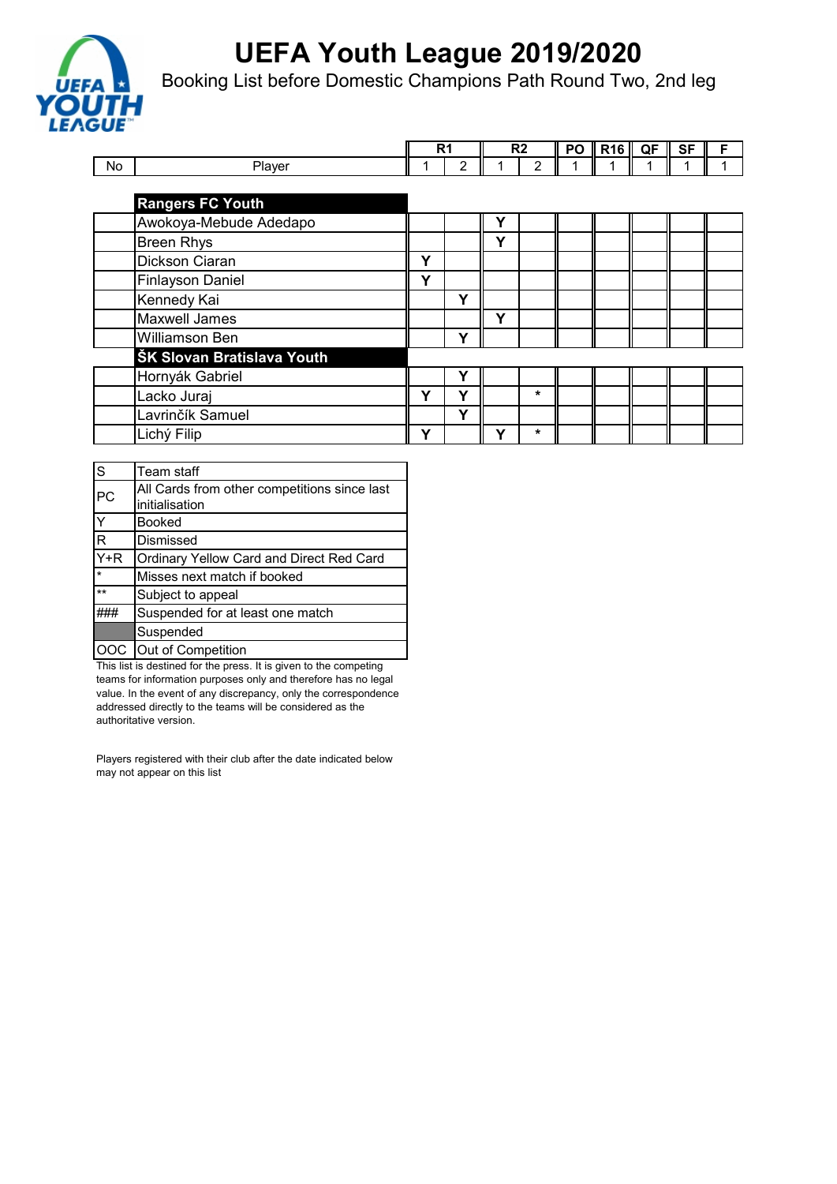# UEFA Youth League 2019/2020

## Booking List before Domestic Champions Path Round Two, 2nd leg

| No | Player | R1 | | R2 | | PO | R16 | QF | SF | F |
|---|---|---|---|---|---|---|---|---|---|---|
| | | 1 | 2 | 1 | 2 | 1 | 1 | 1 | 1 | 1 |
| | **Rangers FC Youth** | | | | | | | | | |
| | Awokoya-Mebude Adedapo | | | Y | | | | | | |
| | Breen Rhys | | | Y | | | | | | |
| | Dickson Ciaran | Y | | | | | | | | |
| | Finlayson Daniel | Y | | | | | | | | |
| | Kennedy Kai | | Y | | | | | | | |
| | Maxwell James | | | Y | | | | | | |
| | Williamson Ben | | Y | | | | | | | |
| | **ŠK Slovan Bratislava Youth** | | | | | | | | | |
| | Hornyák Gabriel | | Y | | | | | | | |
| | Lacko Juraj | Y | Y | | * | | | | | |
| | Lavrinčík Samuel | | Y | | | | | | | |
| | Lichý Filip | Y | | Y | * | | | | | |

| Code | Meaning |
|---|---|
| S | Team staff |
| PC | All Cards from other competitions since last initialisation |
| Y | Booked |
| R | Dismissed |
| Y+R | Ordinary Yellow Card and Direct Red Card |
| * | Misses next match if booked |
| ** | Subject to appeal |
| ### | Suspended for at least one match |
| | Suspended |
| OOC | Out of Competition |

This list is destined for the press. It is given to the competing teams for information purposes only and therefore has no legal value. In the event of any discrepancy, only the correspondence addressed directly to the teams will be considered as the authoritative version.

Players registered with their club after the date indicated below may not appear on this list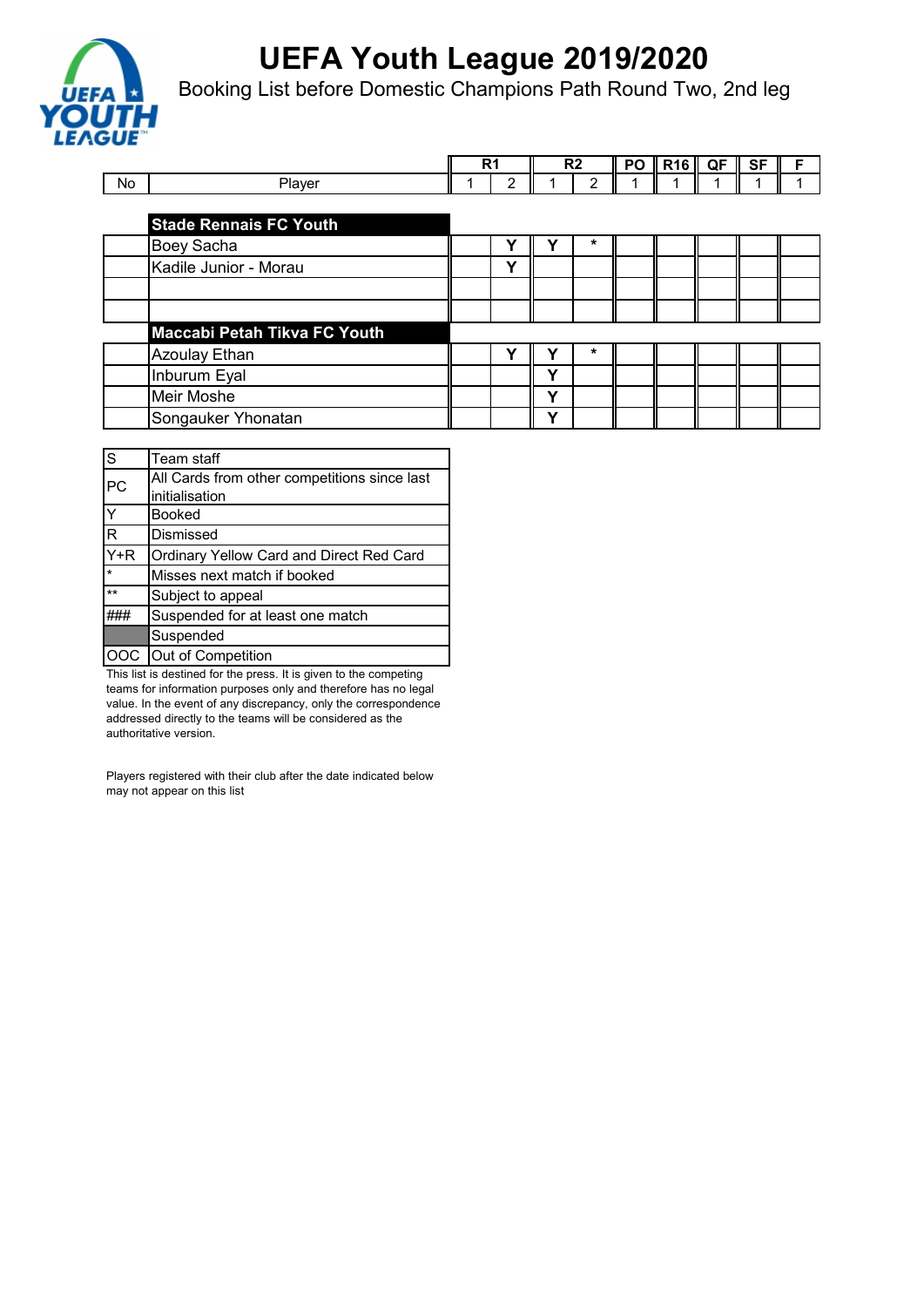# UEFA Youth League 2019/2020

## Booking List before Domestic Champions Path Round Two, 2nd leg

| No | Player | R1 | | R2 | | PO | R16 | QF | SF | F |
|---|---|---|---|---|---|---|---|---|---|---|
| | | 1 | 2 | 1 | 2 | 1 | 1 | 1 | 1 | 1 |
| | **Stade Rennais FC Youth** | | | | | | | | | |
| | Boey Sacha | | Y | Y | * | | | | | |
| | Kadile Junior - Morau | | Y | | | | | | | |
| | | | | | | | | | | |
| | | | | | | | | | | |
| | **Maccabi Petah Tikva FC Youth** | | | | | | | | | |
| | Azoulay Ethan | | Y | Y | * | | | | | |
| | Inburum Eyal | | | Y | | | | | | |
| | Meir Moshe | | | Y | | | | | | |
| | Songauker Yhonatan | | | Y | | | | | | |

| | |
|---|---|
| S | Team staff |
| PC | All Cards from other competitions since last initialisation |
| Y | Booked |
| R | Dismissed |
| Y+R | Ordinary Yellow Card and Direct Red Card |
| * | Misses next match if booked |
| ** | Subject to appeal |
| ### | Suspended for at least one match |
| | Suspended |
| OOC | Out of Competition |

This list is destined for the press. It is given to the competing teams for information purposes only and therefore has no legal value. In the event of any discrepancy, only the correspondence addressed directly to the teams will be considered as the authoritative version.

Players registered with their club after the date indicated below may not appear on this list